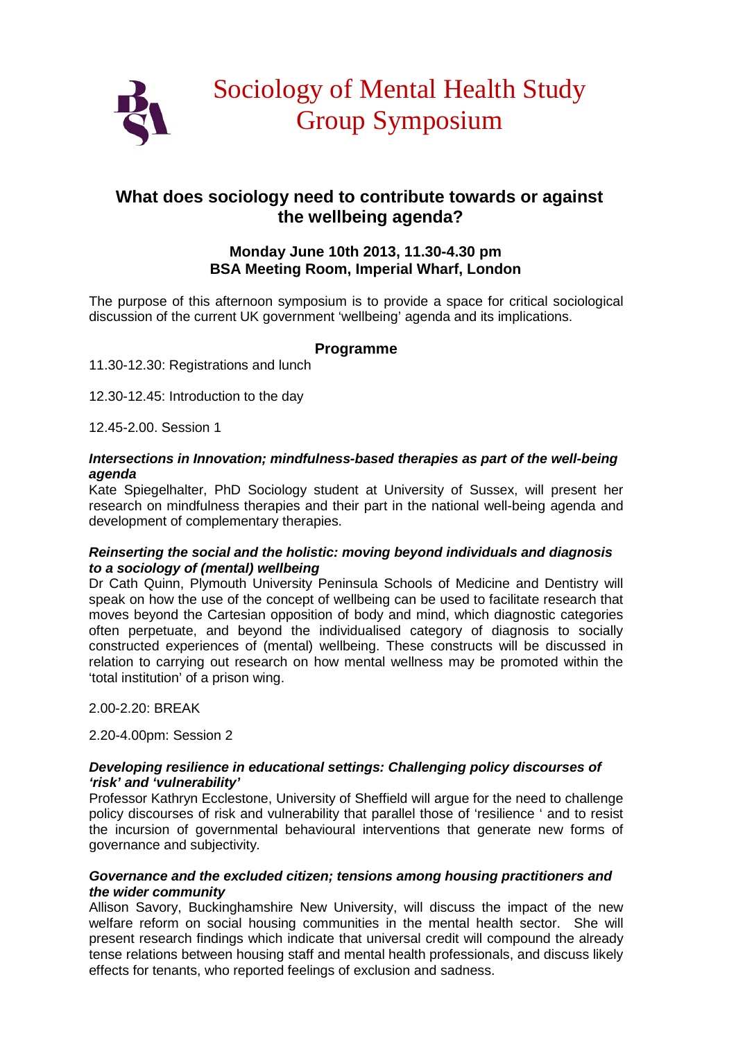# Sociology of Mental Health Study Group Symposium

## What does sociology need to contribute towards or against the wellbeing agenda?

**Monday June 10th 2013, 11.30-4.30 pm**
**BSA Meeting Room, Imperial Wharf, London**

The purpose of this afternoon symposium is to provide a space for critical sociological discussion of the current UK government 'wellbeing' agenda and its implications.

### Programme

11.30-12.30: Registrations and lunch

12.30-12.45: Introduction to the day

12.45-2.00. Session 1

***Intersections in Innovation; mindfulness-based therapies as part of the well-being agenda***

Kate Spiegelhalter, PhD Sociology student at University of Sussex, will present her research on mindfulness therapies and their part in the national well-being agenda and development of complementary therapies.

***Reinserting the social and the holistic: moving beyond individuals and diagnosis to a sociology of (mental) wellbeing***

Dr Cath Quinn, Plymouth University Peninsula Schools of Medicine and Dentistry will speak on how the use of the concept of wellbeing can be used to facilitate research that moves beyond the Cartesian opposition of body and mind, which diagnostic categories often perpetuate, and beyond the individualised category of diagnosis to socially constructed experiences of (mental) wellbeing. These constructs will be discussed in relation to carrying out research on how mental wellness may be promoted within the 'total institution' of a prison wing.

2.00-2.20: BREAK

2.20-4.00pm: Session 2

***Developing resilience in educational settings: Challenging policy discourses of 'risk' and 'vulnerability'***

Professor Kathryn Ecclestone, University of Sheffield will argue for the need to challenge policy discourses of risk and vulnerability that parallel those of 'resilience ' and to resist the incursion of governmental behavioural interventions that generate new forms of governance and subjectivity.

***Governance and the excluded citizen; tensions among housing practitioners and the wider community***

Allison Savory, Buckinghamshire New University, will discuss the impact of the new welfare reform on social housing communities in the mental health sector. She will present research findings which indicate that universal credit will compound the already tense relations between housing staff and mental health professionals, and discuss likely effects for tenants, who reported feelings of exclusion and sadness.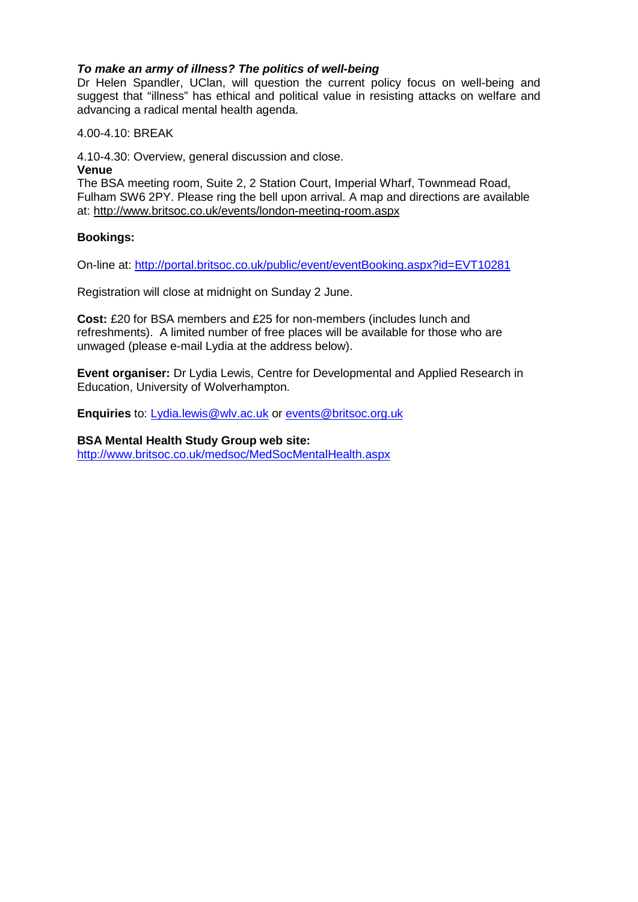***To make an army of illness? The politics of well-being***

Dr Helen Spandler, UClan, will question the current policy focus on well-being and suggest that "illness" has ethical and political value in resisting attacks on welfare and advancing a radical mental health agenda.

4.00-4.10: BREAK

4.10-4.30: Overview, general discussion and close.

**Venue**

The BSA meeting room, Suite 2, 2 Station Court, Imperial Wharf, Townmead Road, Fulham SW6 2PY. Please ring the bell upon arrival. A map and directions are available at: http://www.britsoc.co.uk/events/london-meeting-room.aspx

**Bookings:**

On-line at: http://portal.britsoc.co.uk/public/event/eventBooking.aspx?id=EVT10281

Registration will close at midnight on Sunday 2 June.

**Cost:** £20 for BSA members and £25 for non-members (includes lunch and refreshments). A limited number of free places will be available for those who are unwaged (please e-mail Lydia at the address below).

**Event organiser:** Dr Lydia Lewis, Centre for Developmental and Applied Research in Education, University of Wolverhampton.

**Enquiries** to: Lydia.lewis@wlv.ac.uk or events@britsoc.org.uk

**BSA Mental Health Study Group web site:**
http://www.britsoc.co.uk/medsoc/MedSocMentalHealth.aspx